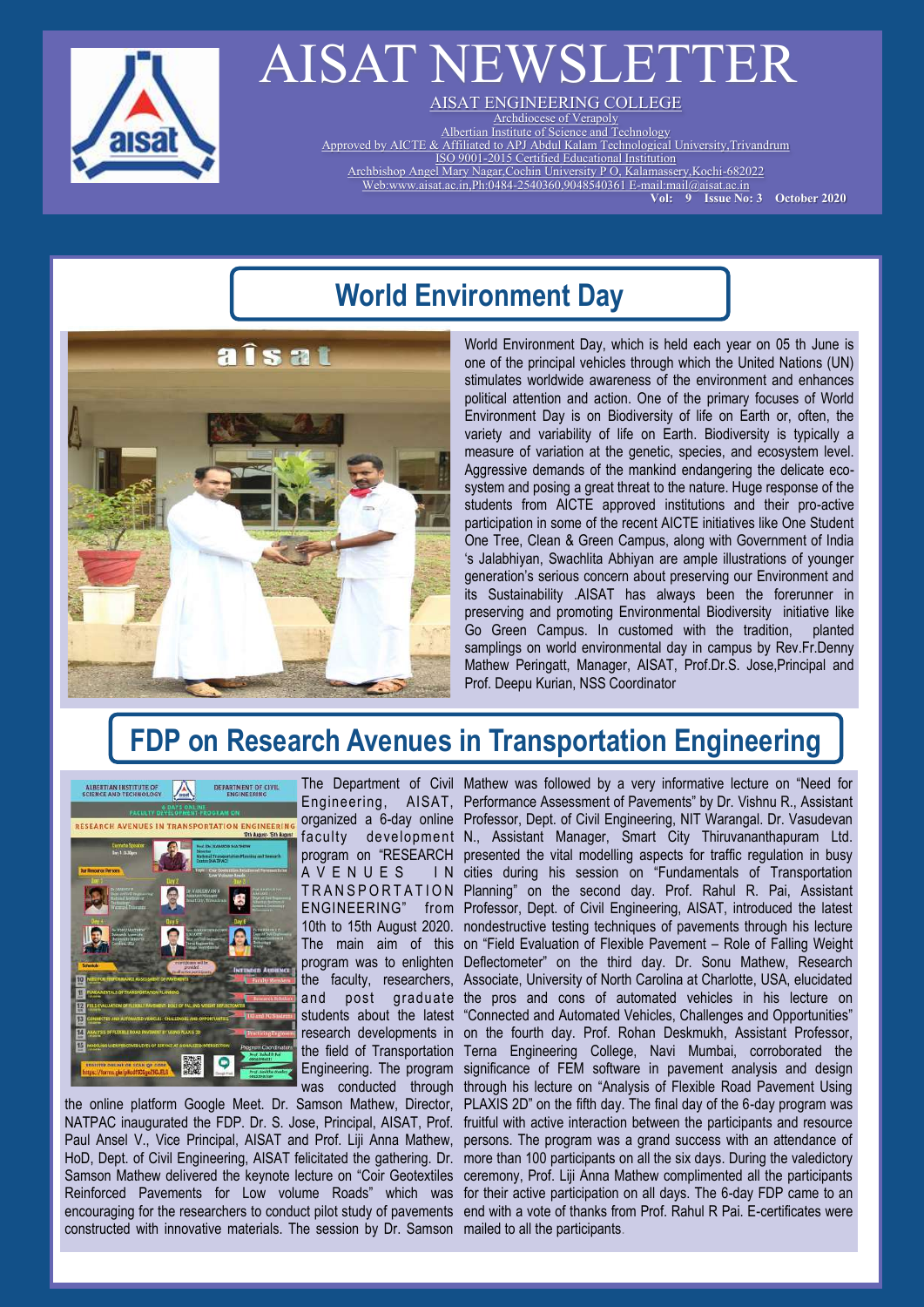# AISAT NEWSLETTER

AISAT ENGINEERING COLLEGE

Archdiocese of Verapoly

Albertian Institute of Science and Technology

Approved by AICTE & Affiliated to APJ Abdul Kalam Technological University,Trivandrum

ISO 9001-2015 Certified Educational Institution

Archbishop Angel Mary Nagar,Cochin University P O, Kalamassery,Kochi-682022

Web:www.aisat.ac.in,Ph:0484-2540360,9048540361 E-mail:mail@aisat.ac.in

**Vol: 9 Issue No: 3 October 2020**

## World Environment Day

World Environment Day, which is held each year on 05 th June is one of the principal vehicles through which the United Nations (UN) stimulates worldwide awareness of the environment and enhances political attention and action. One of the primary focuses of World Environment Day is on Biodiversity of life on Earth or, often, the variety and variability of life on Earth. Biodiversity is typically a measure of variation at the genetic, species, and ecosystem level. Aggressive demands of the mankind endangering the delicate eco-system and posing a great threat to the nature. Huge response of the students from AICTE approved institutions and their pro-active participation in some of the recent AICTE initiatives like One Student One Tree, Clean & Green Campus, along with Government of India 's Jalabhiyan, Swachlita Abhiyan are ample illustrations of younger generation's serious concern about preserving our Environment and its Sustainability .AISAT has always been the forerunner in preserving and promoting Environmental Biodiversity initiative like Go Green Campus. In customed with the tradition, planted samplings on world environmental day in campus by Rev.Fr.Denny Mathew Peringatt, Manager, AISAT, Prof.Dr.S. Jose,Principal and Prof. Deepu Kurian, NSS Coordinator

## FDP on Research Avenues in Transportation Engineering

The Department of Civil Engineering, AISAT, organized a 6-day online faculty development program on "RESEARCH AVENUES IN TRANSPORTATION ENGINEERING" from 10th to 15th August 2020. The main aim of this program was to enlighten the faculty, researchers, and post graduate students about the latest research developments in the field of Transportation Engineering. The program was conducted through the online platform Google Meet. Dr. Samson Mathew, Director, NATPAC inaugurated the FDP. Dr. S. Jose, Principal, AISAT, Prof. Paul Ansel V., Vice Principal, AISAT and Prof. Liji Anna Mathew, HoD, Dept. of Civil Engineering, AISAT felicitated the gathering. Dr. Samson Mathew delivered the keynote lecture on "Coir Geotextiles Reinforced Pavements for Low volume Roads" which was encouraging for the researchers to conduct pilot study of pavements constructed with innovative materials. The session by Dr. Samson Mathew was followed by a very informative lecture on "Need for Performance Assessment of Pavements" by Dr. Vishnu R., Assistant Professor, Dept. of Civil Engineering, NIT Warangal. Dr. Vasudevan N., Assistant Manager, Smart City Thiruvananthapuram Ltd. presented the vital modelling aspects for traffic regulation in busy cities during his session on "Fundamentals of Transportation Planning" on the second day. Prof. Rahul R. Pai, Assistant Professor, Dept. of Civil Engineering, AISAT, introduced the latest nondestructive testing techniques of pavements through his lecture on "Field Evaluation of Flexible Pavement – Role of Falling Weight Deflectometer" on the third day. Dr. Sonu Mathew, Research Associate, University of North Carolina at Charlotte, USA, elucidated the pros and cons of automated vehicles in his lecture on "Connected and Automated Vehicles, Challenges and Opportunities" on the fourth day. Prof. Rohan Deskmukh, Assistant Professor, Terna Engineering College, Navi Mumbai, corroborated the significance of FEM software in pavement analysis and design through his lecture on "Analysis of Flexible Road Pavement Using PLAXIS 2D" on the fifth day. The final day of the 6-day program was fruitful with active interaction between the participants and resource persons. The program was a grand success with an attendance of more than 100 participants on all the six days. During the valedictory ceremony, Prof. Liji Anna Mathew complimented all the participants for their active participation on all days. The 6-day FDP came to an end with a vote of thanks from Prof. Rahul R Pai. E-certificates were mailed to all the participants.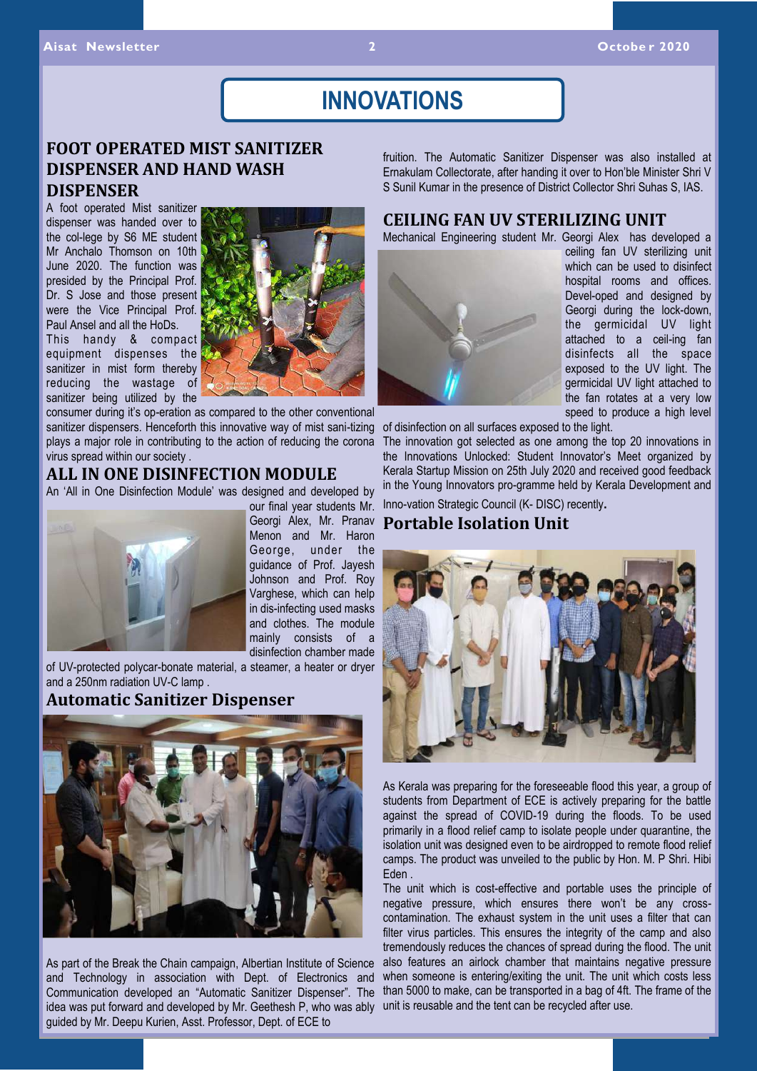# INNOVATIONS

## FOOT OPERATED MIST SANITIZER DISPENSER AND HAND WASH DISPENSER

A foot operated Mist sanitizer dispenser was handed over to the col-lege by S6 ME student Mr Anchalo Thomson on 10th June 2020. The function was presided by the Principal Prof. Dr. S Jose and those present were the Vice Principal Prof. Paul Ansel and all the HoDs.

This handy & compact equipment dispenses the sanitizer in mist form thereby reducing the wastage of sanitizer being utilized by the consumer during it's op-eration as compared to the other conventional sanitizer dispensers. Henceforth this innovative way of mist sani-tizing plays a major role in contributing to the action of reducing the corona virus spread within our society .

## ALL IN ONE DISINFECTION MODULE

An 'All in One Disinfection Module' was designed and developed by our final year students Mr. Georgi Alex, Mr. Pranav Menon and Mr. Haron George, under the guidance of Prof. Jayesh Johnson and Prof. Roy Varghese, which can help in dis-infecting used masks and clothes. The module mainly consists of a disinfection chamber made of UV-protected polycar-bonate material, a steamer, a heater or dryer and a 250nm radiation UV-C lamp .

## Automatic Sanitizer Dispenser

As part of the Break the Chain campaign, Albertian Institute of Science and Technology in association with Dept. of Electronics and Communication developed an "Automatic Sanitizer Dispenser". The idea was put forward and developed by Mr. Geethesh P, who was ably guided by Mr. Deepu Kurien, Asst. Professor, Dept. of ECE to fruition. The Automatic Sanitizer Dispenser was also installed at Ernakulam Collectorate, after handing it over to Hon'ble Minister Shri V S Sunil Kumar in the presence of District Collector Shri Suhas S, IAS.

## CEILING FAN UV STERILIZING UNIT

Mechanical Engineering student Mr. Georgi Alex has developed a ceiling fan UV sterilizing unit which can be used to disinfect hospital rooms and offices. Devel-oped and designed by Georgi during the lock-down, the germicidal UV light attached to a ceil-ing fan disinfects all the space exposed to the UV light. The germicidal UV light attached to the fan rotates at a very low speed to produce a high level of disinfection on all surfaces exposed to the light.

The innovation got selected as one among the top 20 innovations in the Innovations Unlocked: Student Innovator's Meet organized by Kerala Startup Mission on 25th July 2020 and received good feedback in the Young Innovators pro-gramme held by Kerala Development and Inno-vation Strategic Council (K- DISC) recently.

## Portable Isolation Unit

As Kerala was preparing for the foreseeable flood this year, a group of students from Department of ECE is actively preparing for the battle against the spread of COVID-19 during the floods. To be used primarily in a flood relief camp to isolate people under quarantine, the isolation unit was designed even to be airdropped to remote flood relief camps. The product was unveiled to the public by Hon. M. P Shri. Hibi Eden .

The unit which is cost-effective and portable uses the principle of negative pressure, which ensures there won't be any cross-contamination. The exhaust system in the unit uses a filter that can filter virus particles. This ensures the integrity of the camp and also tremendously reduces the chances of spread during the flood. The unit also features an airlock chamber that maintains negative pressure when someone is entering/exiting the unit. The unit which costs less than 5000 to make, can be transported in a bag of 4ft. The frame of the unit is reusable and the tent can be recycled after use.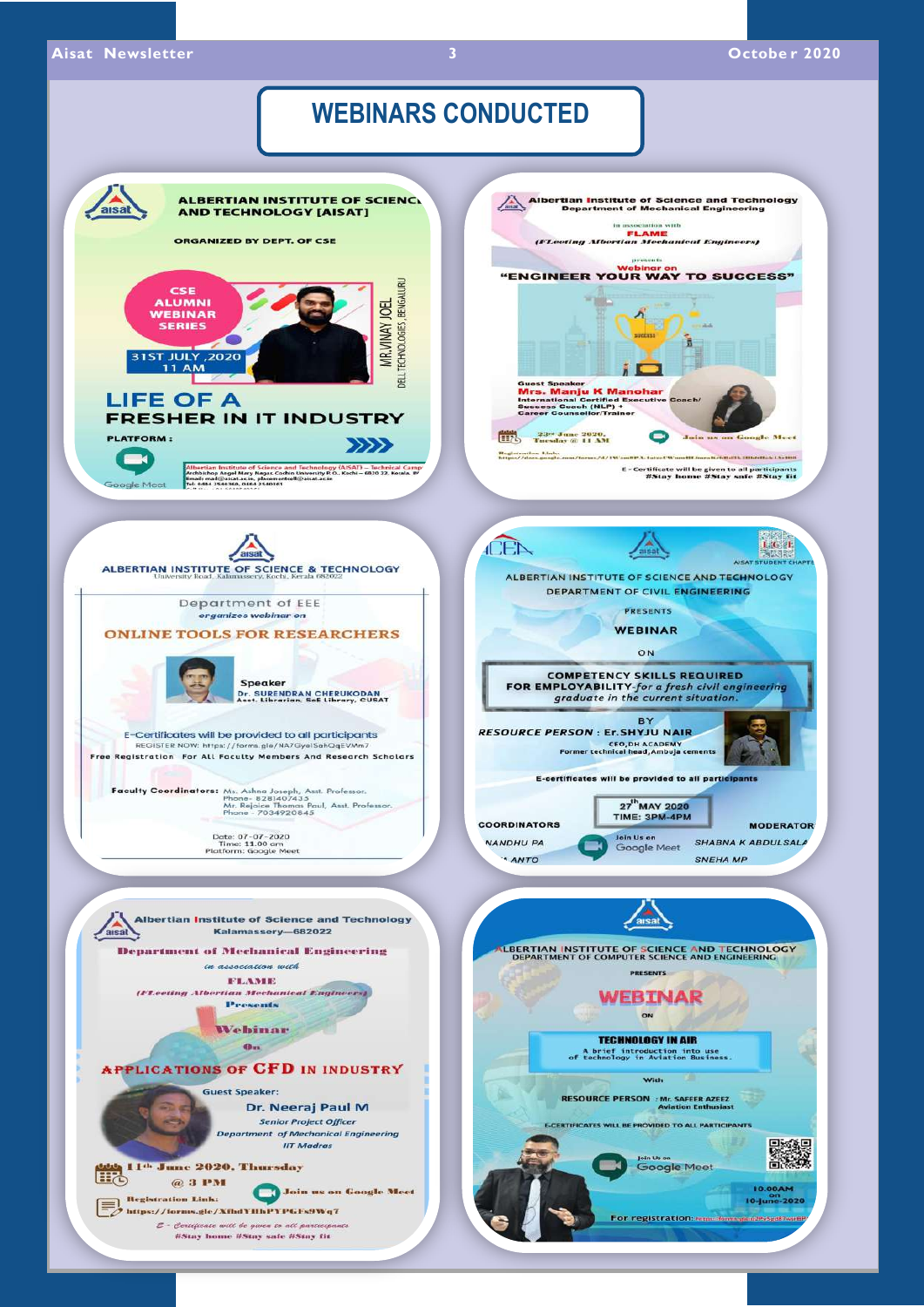# WEBINARS CONDUCTED

ALBERTIAN INSTITUTE OF SCIENCE AND TECHNOLOGY [AISAT]

ORGANIZED BY DEPT. OF CSE

CSE ALUMNI WEBINAR SERIES

31ST JULY ,2020 11 AM

MR.VINAY JOEL
DELL TECHNOLOGIES, BENGALURU

LIFE OF A FRESHER IN IT INDUSTRY

PLATFORM : Google Meet

---

Albertian Institute of Science and Technology
Department of Mechanical Engineering

in association with
FLAME
(FLeeting Albertian Mechanical Engineers)

presents
Webinar on
"ENGINEER YOUR WAY TO SUCCESS"

Guest Speaker
Mrs. Manju K Manohar
International Certified Executive Coach/ Success Coach (NLP) + Career Counsellor/Trainer

23rd June 2020, Tuesday @ 11 AM

Join us on Google Meet

E - Certificate will be given to all participants
#Stay home #Stay safe #Stay fit

---

ALBERTIAN INSTITUTE OF SCIENCE & TECHNOLOGY
University Road, Kalamassery, Kochi, Kerala 682022

Department of EEE
organizes webinar on

ONLINE TOOLS FOR RESEARCHERS

Speaker
Dr. SURENDRAN CHERUKODAN
Asst. Librarian, SoE Library, CUSAT

E-Certificates will be provided to all participants

REGISTER NOW: https://forms.gle/NA7GyeiSahOqEVMm7

Free Registration For All Faculty Members And Research Scholars

Faculty Coordinators: Ms. Ashna Joseph, Asst. Professor. Phone - 8281407435
Mr. Rejoice Thomas Paul, Asst. Professor. Phone - 7034920845

Date: 07-07-2020
Time: 11.00 am
Platform: Google Meet

---

ALBERTIAN INSTITUTE OF SCIENCE AND TECHNOLOGY
DEPARTMENT OF CIVIL ENGINEERING

PRESENTS
WEBINAR
ON

COMPETENCY SKILLS REQUIRED FOR EMPLOYABILITY-*for a fresh civil engineering graduate in the current situation.*

BY
RESOURCE PERSON : Er.SHYJU NAIR
CEO,DH ACADEMY
Former technical head,Ambuja cements

E-certificates will be provided to all participants

27th MAY 2020
TIME: 3PM-4PM

COORDINATORS: NANDHU PA, ANTO

MODERATOR: SHABNA K ABDULSALA, SNEHA MP

Join Us on Google Meet

---

Albertian Institute of Science and Technology
Kalamassery—682022

Department of Mechanical Engineering
in association with
FLAME
(FLeeting Albertian Mechanical Engineers)
Presents
Webinar
On

APPLICATIONS OF CFD IN INDUSTRY

Guest Speaker:
Dr. Neeraj Paul M
Senior Project Officer
Department of Mechanical Engineering
IIT Madras

11th June 2020, Thursday @ 3 PM

Join us on Google Meet

Registration Link: https://forms.gle/XfhdYHhPYPGFs9Wq7

E - Certificate will be given to all participants
#Stay home #Stay safe #Stay fit

---

ALBERTIAN INSTITUTE OF SCIENCE AND TECHNOLOGY
DEPARTMENT OF COMPUTER SCIENCE AND ENGINEERING

PRESENTS
WEBINAR
ON

TECHNOLOGY IN AIR
A brief introduction into use of technology in Aviation Business.

With

RESOURCE PERSON : Mr. SAFEER AZEEZ
Aviation Enthusiast

E-CERTIFICATES WILL BE PROVIDED TO ALL PARTICIPANTS

Join Us on Google Meet

10.00AM on 10-June-2020

For registration: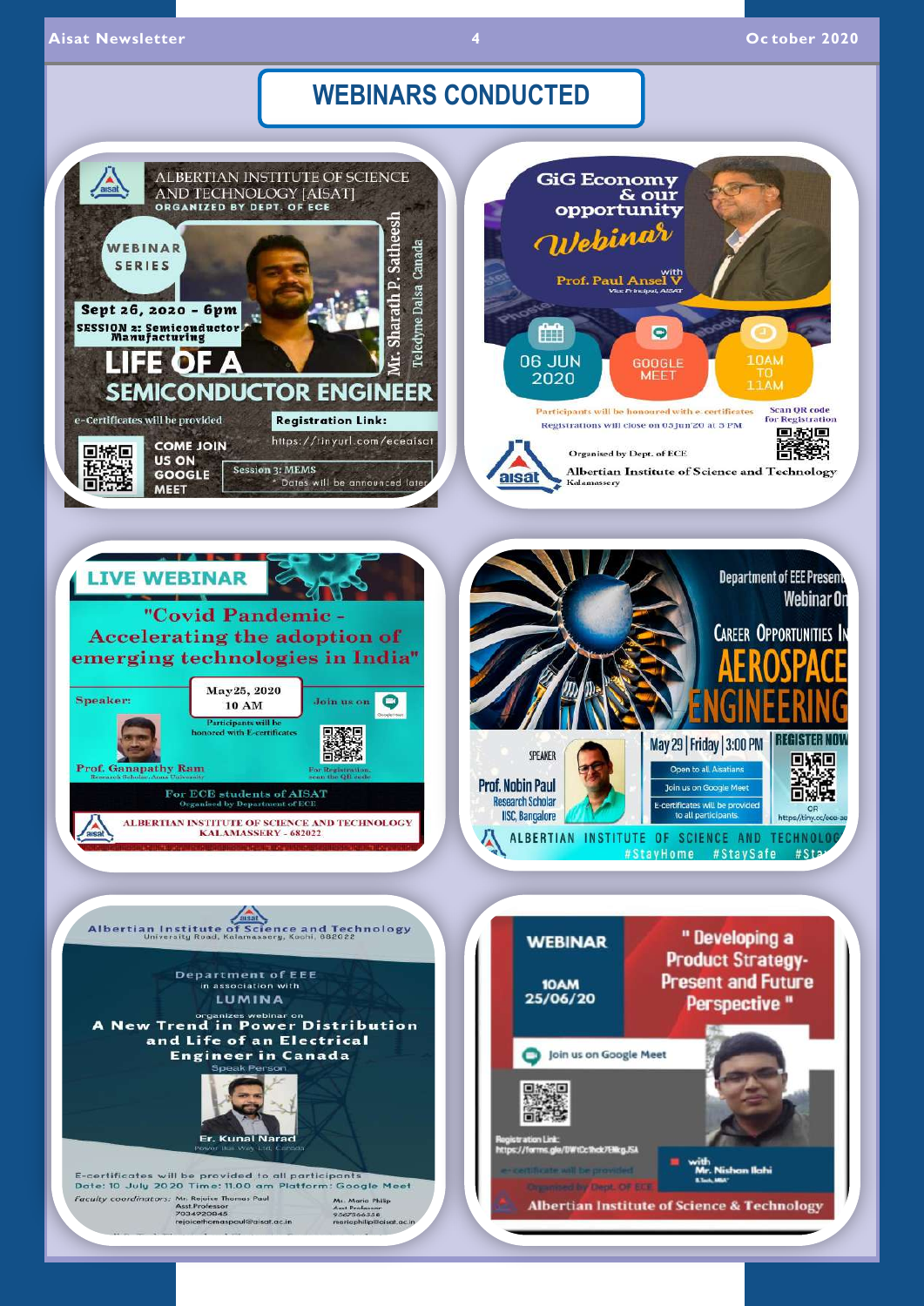# WEBINARS CONDUCTED

ALBERTIAN INSTITUTE OF SCIENCE AND TECHNOLOGY [AISAT]
ORGANIZED BY DEPT. OF ECE

WEBINAR SERIES

Sept 26, 2020 – 6pm

SESSION 2: Semiconductor Manufacturing

LIFE OF A SEMICONDUCTOR ENGINEER

Mr. Sharath P. Satheesh
Teledyne Dalsa Canada

e-Certificates will be provided

Registration Link: https://tinyurl.com/ecealsat

COME JOIN US ON GOOGLE MEET

Session 3: MEMS
* Dates will be announced later

---

GiG Economy & our opportunity

Webinar

with Prof. Paul Ansel V
Vice Principal, AISAT

06 JUN 2020

GOOGLE MEET

10AM TO 11AM

Participants will be honoured with e-certificates

Registrations will close on 05Jun'20 at 5 PM

Scan QR code for Registration

Organised by Dept. of ECE

Albertian Institute of Science and Technology
Kalamassery

---

LIVE WEBINAR

"Covid Pandemic - Accelerating the adoption of emerging technologies in India"

Speaker:

May25, 2020
10 AM

Participants will be honored with E-certificates

Join us on

Prof. Ganapathy Ram
Research Scholar, Anna University

For Registration, scan the QR code

For ECE students of AISAT
Organised by Department of ECE

ALBERTIAN INSTITUTE OF SCIENCE AND TECHNOLOGY
KALAMASSERY - 682022

---

Department of EEE Presents Webinar On

CAREER OPPORTUNITIES IN AEROSPACE ENGINEERING

SPEAKER

Prof. Nobin Paul
Research Scholar
IISC, Bangalore

May 29 | Friday | 3:00 PM

Open to all Aisatians

Join us on Google Meet

E-certificates will be provided to all participants

REGISTER NOW

OR
https://tiny.cc/eee-ao

ALBERTIAN INSTITUTE OF SCIENCE AND TECHNOLOGY
#StayHome #StaySafe

---

Albertian Institute of Science and Technology
University Road, Kalamassery, Kochi, 682022

Department of EEE
in association with
LUMINA
organizes webinar on

A New Trend in Power Distribution and Life of an Electrical Engineer in Canada

Speak Person

Er. Kunal Narad
Power lias Way Ltd, Canada

E-certificates will be provided to all participants

Date: 10 July 2020 Time: 11.00 am Platform: Google Meet

Faculty coordinators: Mr. Rejoice Thomas Paul, Asst.Professor, 7034920045, rejoicethomaspaul@aisat.ac.in
Ms. Maria Philip, Asst.Professor, 9567566556, mariaphilip@aisat.ac.in

---

WEBINAR

10AM
25/06/20

" Developing a Product Strategy- Present and Future Perspective "

Join us on Google Meet

Registration Link:
https://forms.gle/DWtCcThck7EMcgJSA

e-certificate will be provided

Organised by Dept. OF ECE

with Mr. Nishon Ilahi
B.Tech, MBA*

Albertian Institute of Science & Technology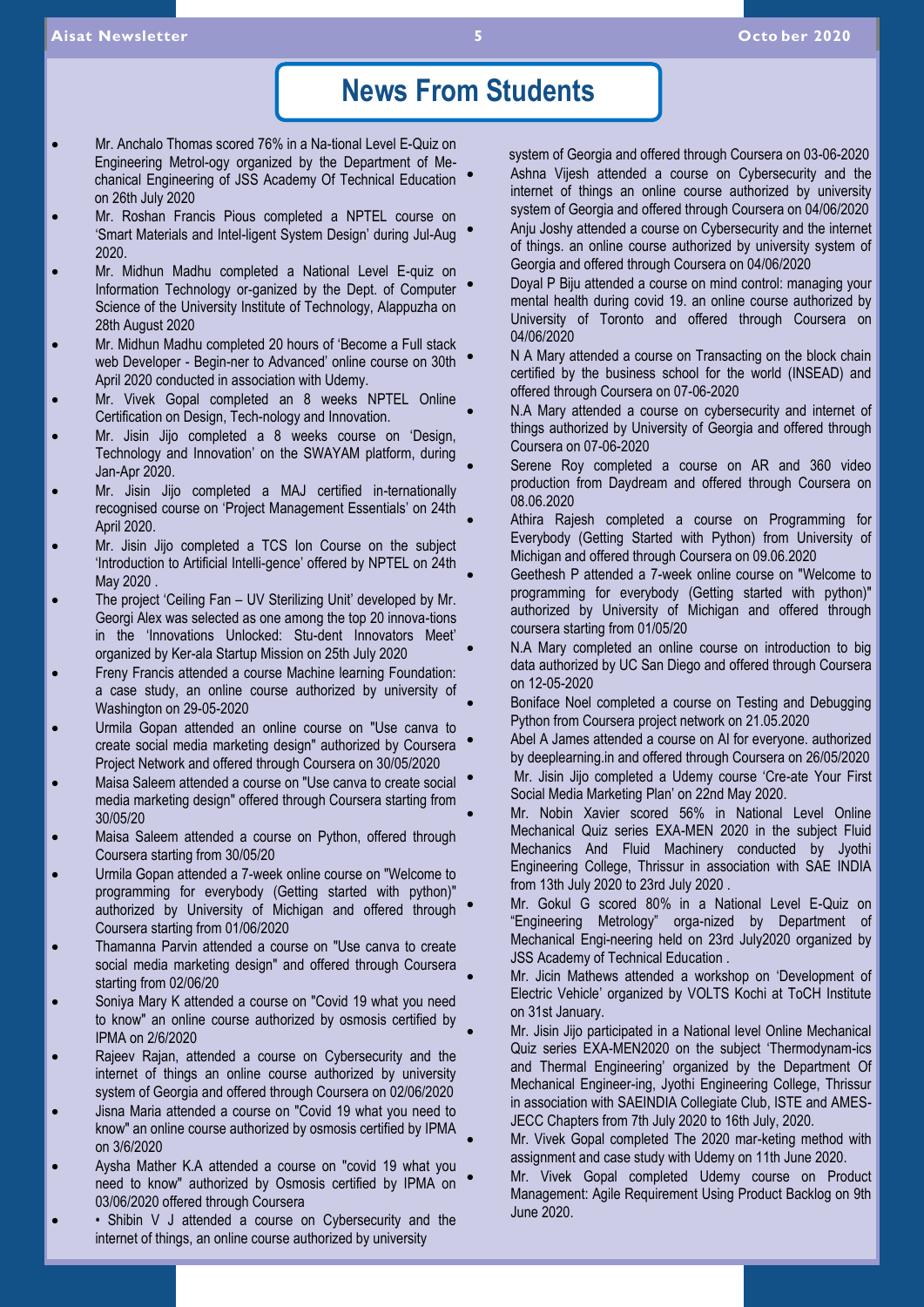# News From Students

- Mr. Anchalo Thomas scored 76% in a Na-tional Level E-Quiz on Engineering Metrol-ogy organized by the Department of Me-chanical Engineering of JSS Academy Of Technical Education on 26th July 2020
- Mr. Roshan Francis Pious completed a NPTEL course on 'Smart Materials and Intel-ligent System Design' during Jul-Aug 2020.
- Mr. Midhun Madhu completed a National Level E-quiz on Information Technology or-ganized by the Dept. of Computer Science of the University Institute of Technology, Alappuzha on 28th August 2020
- Mr. Midhun Madhu completed 20 hours of 'Become a Full stack web Developer - Begin-ner to Advanced' online course on 30th April 2020 conducted in association with Udemy.
- Mr. Vivek Gopal completed an 8 weeks NPTEL Online Certification on Design, Tech-nology and Innovation.
- Mr. Jisin Jijo completed a 8 weeks course on 'Design, Technology and Innovation' on the SWAYAM platform, during Jan-Apr 2020.
- Mr. Jisin Jijo completed a MAJ certified in-ternationally recognised course on 'Project Management Essentials' on 24th April 2020.
- Mr. Jisin Jijo completed a TCS Ion Course on the subject 'Introduction to Artificial Intelli-gence' offered by NPTEL on 24th May 2020 .
- The project 'Ceiling Fan – UV Sterilizing Unit' developed by Mr. Georgi Alex was selected as one among the top 20 innova-tions in the 'Innovations Unlocked: Stu-dent Innovators Meet' organized by Ker-ala Startup Mission on 25th July 2020
- Freny Francis attended a course Machine learning Foundation: a case study, an online course authorized by university of Washington on 29-05-2020
- Urmila Gopan attended an online course on "Use canva to create social media marketing design" authorized by Coursera Project Network and offered through Coursera on 30/05/2020
- Maisa Saleem attended a course on "Use canva to create social media marketing design" offered through Coursera starting from 30/05/20
- Maisa Saleem attended a course on Python, offered through Coursera starting from 30/05/20
- Urmila Gopan attended a 7-week online course on "Welcome to programming for everybody (Getting started with python)" authorized by University of Michigan and offered through Coursera starting from 01/06/2020
- Thamanna Parvin attended a course on "Use canva to create social media marketing design" and offered through Coursera starting from 02/06/20
- Soniya Mary K attended a course on "Covid 19 what you need to know" an online course authorized by osmosis certified by IPMA on 2/6/2020
- Rajeev Rajan, attended a course on Cybersecurity and the internet of things an online course authorized by university system of Georgia and offered through Coursera on 02/06/2020
- Jisna Maria attended a course on "Covid 19 what you need to know" an online course authorized by osmosis certified by IPMA on 3/6/2020
- Aysha Mather K.A attended a course on "covid 19 what you need to know" authorized by Osmosis certified by IPMA on 03/06/2020 offered through Coursera
- • Shibin V J attended a course on Cybersecurity and the internet of things, an online course authorized by university system of Georgia and offered through Coursera on 03-06-2020
- Ashna Vijesh attended a course on Cybersecurity and the internet of things an online course authorized by university system of Georgia and offered through Coursera on 04/06/2020
- Anju Joshy attended a course on Cybersecurity and the internet of things. an online course authorized by university system of Georgia and offered through Coursera on 04/06/2020
- Doyal P Biju attended a course on mind control: managing your mental health during covid 19. an online course authorized by University of Toronto and offered through Coursera on 04/06/2020
- N A Mary attended a course on Transacting on the block chain certified by the business school for the world (INSEAD) and offered through Coursera on 07-06-2020
- N.A Mary attended a course on cybersecurity and internet of things authorized by University of Georgia and offered through Coursera on 07-06-2020
- Serene Roy completed a course on AR and 360 video production from Daydream and offered through Coursera on 08.06.2020
- Athira Rajesh completed a course on Programming for Everybody (Getting Started with Python) from University of Michigan and offered through Coursera on 09.06.2020
- Geethesh P attended a 7-week online course on "Welcome to programming for everybody (Getting started with python)" authorized by University of Michigan and offered through coursera starting from 01/05/20
- N.A Mary completed an online course on introduction to big data authorized by UC San Diego and offered through Coursera on 12-05-2020
- Boniface Noel completed a course on Testing and Debugging Python from Coursera project network on 21.05.2020
- Abel A James attended a course on AI for everyone. authorized by deeplearning.in and offered through Coursera on 26/05/2020
- Mr. Jisin Jijo completed a Udemy course 'Cre-ate Your First Social Media Marketing Plan' on 22nd May 2020.
- Mr. Nobin Xavier scored 56% in National Level Online Mechanical Quiz series EXA-MEN 2020 in the subject Fluid Mechanics And Fluid Machinery conducted by Jyothi Engineering College, Thrissur in association with SAE INDIA from 13th July 2020 to 23rd July 2020 .
- Mr. Gokul G scored 80% in a National Level E-Quiz on "Engineering Metrology" orga-nized by Department of Mechanical Engi-neering held on 23rd July2020 organized by JSS Academy of Technical Education .
- Mr. Jicin Mathews attended a workshop on 'Development of Electric Vehicle' organized by VOLTS Kochi at ToCH Institute on 31st January.
- Mr. Jisin Jijo participated in a National level Online Mechanical Quiz series EXA-MEN2020 on the subject 'Thermodynam-ics and Thermal Engineering' organized by the Department Of Mechanical Engineer-ing, Jyothi Engineering College, Thrissur in association with SAEINDIA Collegiate Club, ISTE and AMES-JECC Chapters from 7th July 2020 to 16th July, 2020.
- Mr. Vivek Gopal completed The 2020 mar-keting method with assignment and case study with Udemy on 11th June 2020.
- Mr. Vivek Gopal completed Udemy course on Product Management: Agile Requirement Using Product Backlog on 9th June 2020.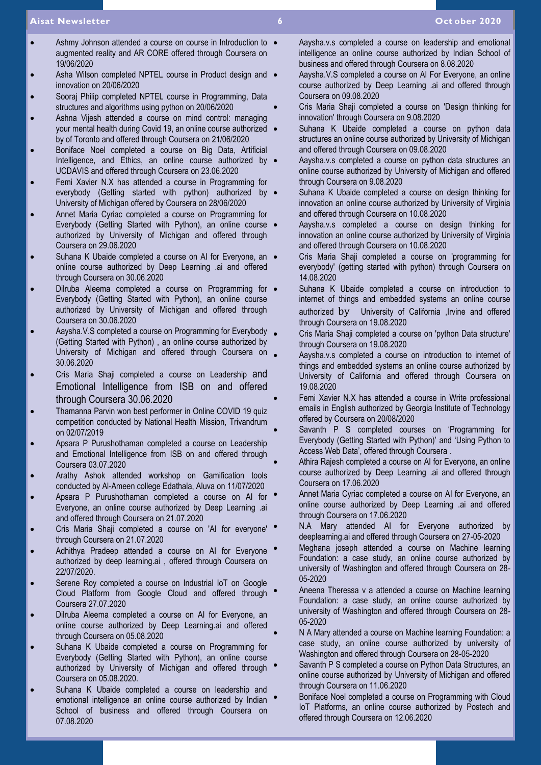- Ashmy Johnson attended a course on course in Introduction to augmented reality and AR CORE offered through Coursera on 19/06/2020
- Asha Wilson completed NPTEL course in Product design and innovation on 20/06/2020
- Sooraj Philip completed NPTEL course in Programming, Data structures and algorithms using python on 20/06/2020
- Ashna Vijesh attended a course on mind control: managing your mental health during Covid 19, an online course authorized by of Toronto and offered through Coursera on 21/06/2020
- Boniface Noel completed a course on Big Data, Artificial Intelligence, and Ethics, an online course authorized by UCDAVIS and offered through Coursera on 23.06.2020
- Femi Xavier N.X has attended a course in Programming for everybody (Getting started with python) authorized by University of Michigan offered by Coursera on 28/06/2020
- Annet Maria Cyriac completed a course on Programming for Everybody (Getting Started with Python), an online course authorized by University of Michigan and offered through Coursera on 29.06.2020
- Suhana K Ubaide completed a course on AI for Everyone, an online course authorized by Deep Learning .ai and offered through Coursera on 30.06.2020
- Dilruba Aleema completed a course on Programming for Everybody (Getting Started with Python), an online course authorized by University of Michigan and offered through Coursera on 30.06.2020
- Aaysha.V.S completed a course on Programming for Everybody (Getting Started with Python) , an online course authorized by University of Michigan and offered through Coursera on 30.06.2020
- Cris Maria Shaji completed a course on Leadership and Emotional Intelligence from ISB on and offered through Coursera 30.06.2020
- Thamanna Parvin won best performer in Online COVID 19 quiz competition conducted by National Health Mission, Trivandrum on 02/07/2019
- Apsara P Purushothaman completed a course on Leadership and Emotional Intelligence from ISB on and offered through Coursera 03.07.2020
- Arathy Ashok attended workshop on Gamification tools conducted by Al-Ameen college Edathala, Aluva on 11/07/2020
- Apsara P Purushothaman completed a course on AI for Everyone, an online course authorized by Deep Learning .ai and offered through Coursera on 21.07.2020
- Cris Maria Shaji completed a course on 'AI for everyone' through Coursera on 21.07.2020
- Adhithya Pradeep attended a course on AI for Everyone authorized by deep learning.ai , offered through Coursera on 22/07/2020.
- Serene Roy completed a course on Industrial IoT on Google Cloud Platform from Google Cloud and offered through Coursera 27.07.2020
- Dilruba Aleema completed a course on AI for Everyone, an online course authorized by Deep Learning.ai and offered through Coursera on 05.08.2020
- Suhana K Ubaide completed a course on Programming for Everybody (Getting Started with Python), an online course authorized by University of Michigan and offered through Coursera on 05.08.2020.
- Suhana K Ubaide completed a course on leadership and emotional intelligence an online course authorized by Indian School of business and offered through Coursera on 07.08.2020
- Aaysha.v.s completed a course on leadership and emotional intelligence an online course authorized by Indian School of business and offered through Coursera on 8.08.2020
- Aaysha.V.S completed a course on AI For Everyone, an online course authorized by Deep Learning .ai and offered through Coursera on 09.08.2020
- Cris Maria Shaji completed a course on 'Design thinking for innovation' through Coursera on 9.08.2020
- Suhana K Ubaide completed a course on python data structures an online course authorized by University of Michigan and offered through Coursera on 09.08.2020
- Aaysha.v.s completed a course on python data structures an online course authorized by University of Michigan and offered through Coursera on 9.08.2020
- Suhana K Ubaide completed a course on design thinking for innovation an online course authorized by University of Virginia and offered through Coursera on 10.08.2020
- Aaysha.v.s completed a course on design thinking for innovation an online course authorized by University of Virginia and offered through Coursera on 10.08.2020
- Cris Maria Shaji completed a course on 'programming for everybody' (getting started with python) through Coursera on 14.08.2020
- Suhana K Ubaide completed a course on introduction to internet of things and embedded systems an online course authorized by University of California ,Irvine and offered through Coursera on 19.08.2020
- Cris Maria Shaji completed a course on 'python Data structure' through Coursera on 19.08.2020
- Aaysha.v.s completed a course on introduction to internet of things and embedded systems an online course authorized by University of California and offered through Coursera on 19.08.2020
- Femi Xavier N.X has attended a course in Write professional emails in English authorized by Georgia Institute of Technology offered by Coursera on 20/08/2020
- Savanth P S completed courses on 'Programming for Everybody (Getting Started with Python)' and 'Using Python to Access Web Data', offered through Coursera .
- Athira Rajesh completed a course on AI for Everyone, an online course authorized by Deep Learning .ai and offered through Coursera on 17.06.2020
- Annet Maria Cyriac completed a course on AI for Everyone, an online course authorized by Deep Learning .ai and offered through Coursera on 17.06.2020
- N.A Mary attended AI for Everyone authorized by deeplearning.ai and offered through Coursera on 27-05-2020
- Meghana joseph attended a course on Machine learning Foundation: a case study, an online course authorized by university of Washington and offered through Coursera on 28-05-2020
- Aneena Theressa v a attended a course on Machine learning Foundation: a case study, an online course authorized by university of Washington and offered through Coursera on 28-05-2020
- N A Mary attended a course on Machine learning Foundation: a case study, an online course authorized by university of Washington and offered through Coursera on 28-05-2020
- Savanth P S completed a course on Python Data Structures, an online course authorized by University of Michigan and offered through Coursera on 11.06.2020
- Boniface Noel completed a course on Programming with Cloud IoT Platforms, an online course authorized by Postech and offered through Coursera on 12.06.2020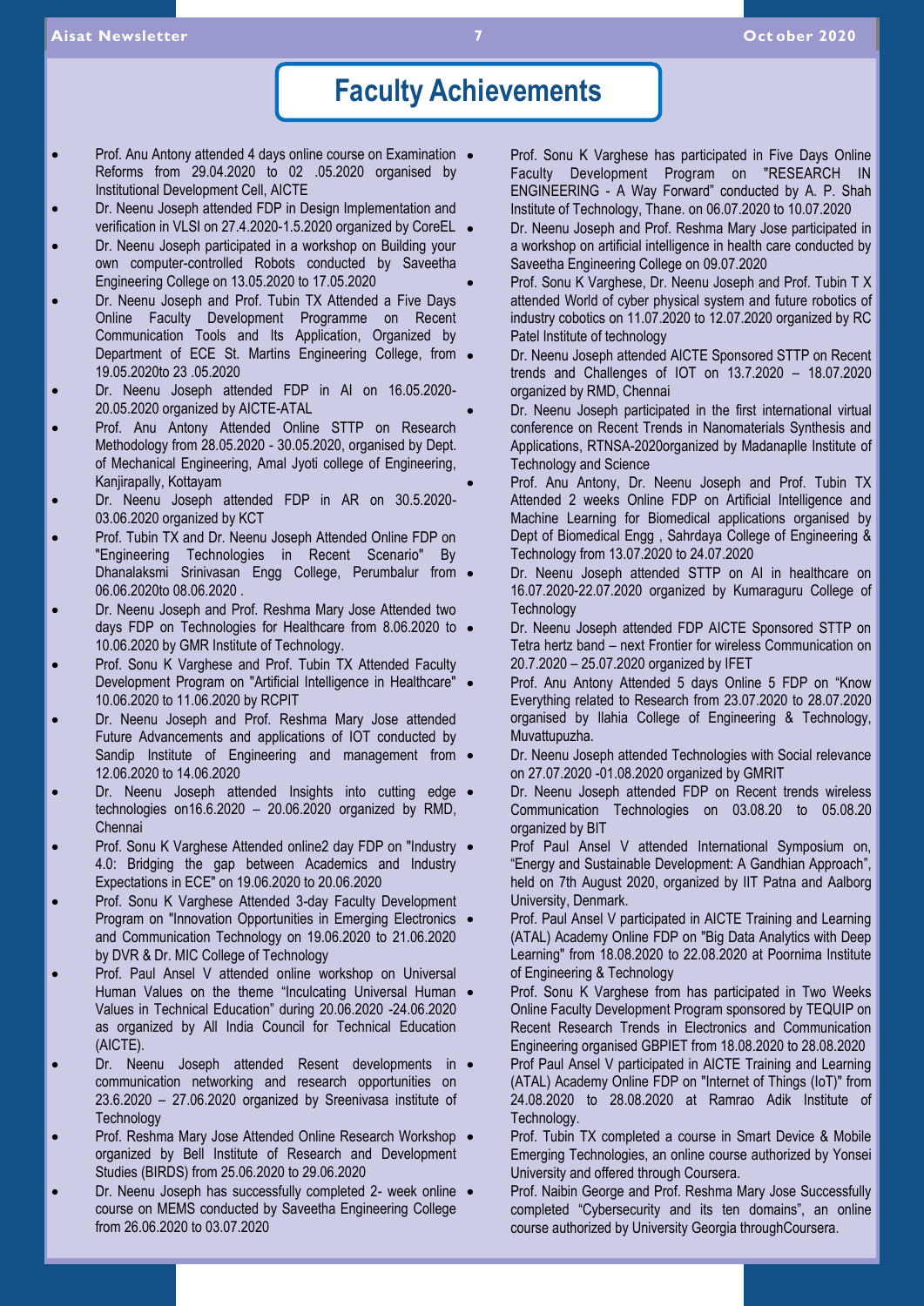# Faculty Achievements

- Prof. Anu Antony attended 4 days online course on Examination Reforms from 29.04.2020 to 02 .05.2020 organised by Institutional Development Cell, AICTE
- Dr. Neenu Joseph attended FDP in Design Implementation and verification in VLSI on 27.4.2020-1.5.2020 organized by CoreEL
- Dr. Neenu Joseph participated in a workshop on Building your own computer-controlled Robots conducted by Saveetha Engineering College on 13.05.2020 to 17.05.2020
- Dr. Neenu Joseph and Prof. Tubin TX Attended a Five Days Online Faculty Development Programme on Recent Communication Tools and Its Application, Organized by Department of ECE St. Martins Engineering College, from 19.05.2020to 23 .05.2020
- Dr. Neenu Joseph attended FDP in AI on 16.05.2020-20.05.2020 organized by AICTE-ATAL
- Prof. Anu Antony Attended Online STTP on Research Methodology from 28.05.2020 - 30.05.2020, organised by Dept. of Mechanical Engineering, Amal Jyoti college of Engineering, Kanjirapally, Kottayam
- Dr. Neenu Joseph attended FDP in AR on 30.5.2020-03.06.2020 organized by KCT
- Prof. Tubin TX and Dr. Neenu Joseph Attended Online FDP on "Engineering Technologies in Recent Scenario" By Dhanalaksmi Srinivasan Engg College, Perumbalur from 06.06.2020to 08.06.2020 .
- Dr. Neenu Joseph and Prof. Reshma Mary Jose Attended two days FDP on Technologies for Healthcare from 8.06.2020 to 10.06.2020 by GMR Institute of Technology.
- Prof. Sonu K Varghese and Prof. Tubin TX Attended Faculty Development Program on "Artificial Intelligence in Healthcare" 10.06.2020 to 11.06.2020 by RCPIT
- Dr. Neenu Joseph and Prof. Reshma Mary Jose attended Future Advancements and applications of IOT conducted by Sandip Institute of Engineering and management from 12.06.2020 to 14.06.2020
- Dr. Neenu Joseph attended Insights into cutting edge technologies on16.6.2020 – 20.06.2020 organized by RMD, Chennai
- Prof. Sonu K Varghese Attended online2 day FDP on "Industry 4.0: Bridging the gap between Academics and Industry Expectations in ECE" on 19.06.2020 to 20.06.2020
- Prof. Sonu K Varghese Attended 3-day Faculty Development Program on "Innovation Opportunities in Emerging Electronics and Communication Technology on 19.06.2020 to 21.06.2020 by DVR & Dr. MIC College of Technology
- Prof. Paul Ansel V attended online workshop on Universal Human Values on the theme "Inculcating Universal Human Values in Technical Education" during 20.06.2020 -24.06.2020 as organized by All India Council for Technical Education (AICTE).
- Dr. Neenu Joseph attended Resent developments in communication networking and research opportunities on 23.6.2020 – 27.06.2020 organized by Sreenivasa institute of Technology
- Prof. Reshma Mary Jose Attended Online Research Workshop organized by Bell Institute of Research and Development Studies (BIRDS) from 25.06.2020 to 29.06.2020
- Dr. Neenu Joseph has successfully completed 2- week online course on MEMS conducted by Saveetha Engineering College from 26.06.2020 to 03.07.2020
- Prof. Sonu K Varghese has participated in Five Days Online Faculty Development Program on "RESEARCH IN ENGINEERING - A Way Forward" conducted by A. P. Shah Institute of Technology, Thane. on 06.07.2020 to 10.07.2020
- Dr. Neenu Joseph and Prof. Reshma Mary Jose participated in a workshop on artificial intelligence in health care conducted by Saveetha Engineering College on 09.07.2020
- Prof. Sonu K Varghese, Dr. Neenu Joseph and Prof. Tubin T X attended World of cyber physical system and future robotics of industry cobotics on 11.07.2020 to 12.07.2020 organized by RC Patel Institute of technology
- Dr. Neenu Joseph attended AICTE Sponsored STTP on Recent trends and Challenges of IOT on 13.7.2020 – 18.07.2020 organized by RMD, Chennai
- Dr. Neenu Joseph participated in the first international virtual conference on Recent Trends in Nanomaterials Synthesis and Applications, RTNSA-2020organized by Madanaplle Institute of Technology and Science
- Prof. Anu Antony, Dr. Neenu Joseph and Prof. Tubin TX Attended 2 weeks Online FDP on Artificial Intelligence and Machine Learning for Biomedical applications organised by Dept of Biomedical Engg , Sahrdaya College of Engineering & Technology from 13.07.2020 to 24.07.2020
- Dr. Neenu Joseph attended STTP on AI in healthcare on 16.07.2020-22.07.2020 organized by Kumaraguru College of Technology
- Dr. Neenu Joseph attended FDP AICTE Sponsored STTP on Tetra hertz band – next Frontier for wireless Communication on 20.7.2020 – 25.07.2020 organized by IFET
- Prof. Anu Antony Attended 5 days Online 5 FDP on "Know Everything related to Research from 23.07.2020 to 28.07.2020 organised by Ilahia College of Engineering & Technology, Muvattupuzha.
- Dr. Neenu Joseph attended Technologies with Social relevance on 27.07.2020 -01.08.2020 organized by GMRIT
- Dr. Neenu Joseph attended FDP on Recent trends wireless Communication Technologies on 03.08.20 to 05.08.20 organized by BIT
- Prof Paul Ansel V attended International Symposium on, "Energy and Sustainable Development: A Gandhian Approach", held on 7th August 2020, organized by IIT Patna and Aalborg University, Denmark.
- Prof. Paul Ansel V participated in AICTE Training and Learning (ATAL) Academy Online FDP on "Big Data Analytics with Deep Learning" from 18.08.2020 to 22.08.2020 at Poornima Institute of Engineering & Technology
- Prof. Sonu K Varghese from has participated in Two Weeks Online Faculty Development Program sponsored by TEQUIP on Recent Research Trends in Electronics and Communication Engineering organised GBPIET from 18.08.2020 to 28.08.2020
- Prof Paul Ansel V participated in AICTE Training and Learning (ATAL) Academy Online FDP on "Internet of Things (IoT)" from 24.08.2020 to 28.08.2020 at Ramrao Adik Institute of Technology.
- Prof. Tubin TX completed a course in Smart Device & Mobile Emerging Technologies, an online course authorized by Yonsei University and offered through Coursera.
- Prof. Naibin George and Prof. Reshma Mary Jose Successfully completed "Cybersecurity and its ten domains", an online course authorized by University Georgia throughCoursera.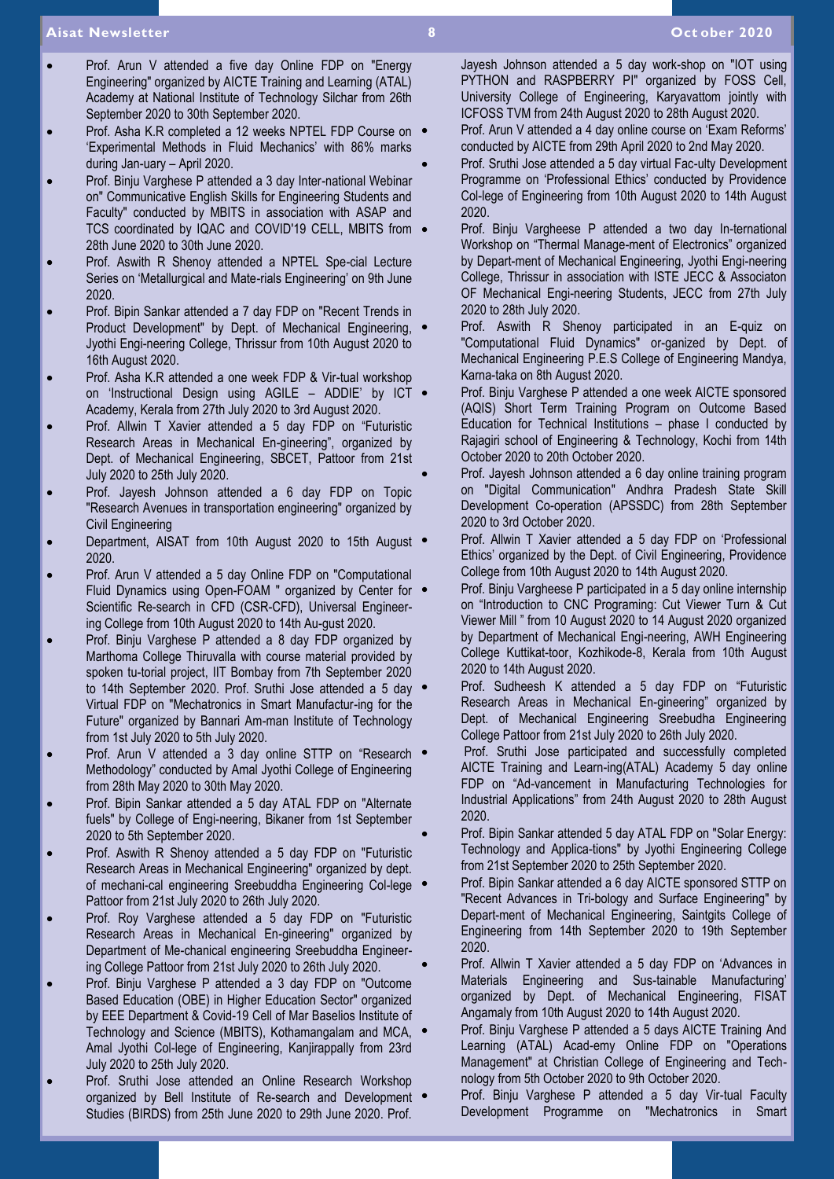- Prof. Arun V attended a five day Online FDP on "Energy Engineering" organized by AICTE Training and Learning (ATAL) Academy at National Institute of Technology Silchar from 26th September 2020 to 30th September 2020.
- Prof. Asha K.R completed a 12 weeks NPTEL FDP Course on 'Experimental Methods in Fluid Mechanics' with 86% marks during Jan-uary – April 2020.
- Prof. Binju Varghese P attended a 3 day Inter-national Webinar on" Communicative English Skills for Engineering Students and Faculty" conducted by MBITS in association with ASAP and TCS coordinated by IQAC and COVID'19 CELL, MBITS from 28th June 2020 to 30th June 2020.
- Prof. Aswith R Shenoy attended a NPTEL Spe-cial Lecture Series on 'Metallurgical and Mate-rials Engineering' on 9th June 2020.
- Prof. Bipin Sankar attended a 7 day FDP on "Recent Trends in Product Development" by Dept. of Mechanical Engineering, Jyothi Engi-neering College, Thrissur from 10th August 2020 to 16th August 2020.
- Prof. Asha K.R attended a one week FDP & Vir-tual workshop on 'Instructional Design using AGILE – ADDIE' by ICT Academy, Kerala from 27th July 2020 to 3rd August 2020.
- Prof. Allwin T Xavier attended a 5 day FDP on "Futuristic Research Areas in Mechanical En-gineering", organized by Dept. of Mechanical Engineering, SBCET, Pattoor from 21st July 2020 to 25th July 2020.
- Prof. Jayesh Johnson attended a 6 day FDP on Topic "Research Avenues in transportation engineering" organized by Civil Engineering
- Department, AISAT from 10th August 2020 to 15th August 2020.
- Prof. Arun V attended a 5 day Online FDP on "Computational Fluid Dynamics using Open-FOAM " organized by Center for Scientific Re-search in CFD (CSR-CFD), Universal Engineer-ing College from 10th August 2020 to 14th Au-gust 2020.
- Prof. Binju Varghese P attended a 8 day FDP organized by Marthoma College Thiruvalla with course material provided by spoken tu-torial project, IIT Bombay from 7th September 2020 to 14th September 2020. Prof. Sruthi Jose attended a 5 day Virtual FDP on "Mechatronics in Smart Manufactur-ing for the Future" organized by Bannari Am-man Institute of Technology from 1st July 2020 to 5th July 2020.
- Prof. Arun V attended a 3 day online STTP on "Research Methodology" conducted by Amal Jyothi College of Engineering from 28th May 2020 to 30th May 2020.
- Prof. Bipin Sankar attended a 5 day ATAL FDP on "Alternate fuels" by College of Engi-neering, Bikaner from 1st September 2020 to 5th September 2020.
- Prof. Aswith R Shenoy attended a 5 day FDP on "Futuristic Research Areas in Mechanical Engineering" organized by dept. of mechani-cal engineering Sreebuddha Engineering Col-lege Pattoor from 21st July 2020 to 26th July 2020.
- Prof. Roy Varghese attended a 5 day FDP on "Futuristic Research Areas in Mechanical En-gineering" organized by Department of Me-chanical engineering Sreebuddha Engineer-ing College Pattoor from 21st July 2020 to 26th July 2020.
- Prof. Binju Varghese P attended a 3 day FDP on "Outcome Based Education (OBE) in Higher Education Sector" organized by EEE Department & Covid-19 Cell of Mar Baselios Institute of Technology and Science (MBITS), Kothamangalam and MCA, Amal Jyothi Col-lege of Engineering, Kanjirappally from 23rd July 2020 to 25th July 2020.
- Prof. Sruthi Jose attended an Online Research Workshop organized by Bell Institute of Re-search and Development Studies (BIRDS) from 25th June 2020 to 29th June 2020. Prof. Jayesh Johnson attended a 5 day work-shop on "IOT using PYTHON and RASPBERRY PI" organized by FOSS Cell, University College of Engineering, Karyavattom jointly with ICFOSS TVM from 24th August 2020 to 28th August 2020.
- Prof. Arun V attended a 4 day online course on 'Exam Reforms' conducted by AICTE from 29th April 2020 to 2nd May 2020.
- Prof. Sruthi Jose attended a 5 day virtual Fac-ulty Development Programme on 'Professional Ethics' conducted by Providence Col-lege of Engineering from 10th August 2020 to 14th August 2020.
- Prof. Binju Vargheese P attended a two day In-ternational Workshop on "Thermal Manage-ment of Electronics" organized by Depart-ment of Mechanical Engineering, Jyothi Engi-neering College, Thrissur in association with ISTE JECC & Associaton OF Mechanical Engi-neering Students, JECC from 27th July 2020 to 28th July 2020.
- Prof. Aswith R Shenoy participated in an E-quiz on "Computational Fluid Dynamics" or-ganized by Dept. of Mechanical Engineering P.E.S College of Engineering Mandya, Karna-taka on 8th August 2020.
- Prof. Binju Varghese P attended a one week AICTE sponsored (AQIS) Short Term Training Program on Outcome Based Education for Technical Institutions – phase I conducted by Rajagiri school of Engineering & Technology, Kochi from 14th October 2020 to 20th October 2020.
- Prof. Jayesh Johnson attended a 6 day online training program on "Digital Communication" Andhra Pradesh State Skill Development Co-operation (APSSDC) from 28th September 2020 to 3rd October 2020.
- Prof. Allwin T Xavier attended a 5 day FDP on 'Professional Ethics' organized by the Dept. of Civil Engineering, Providence College from 10th August 2020 to 14th August 2020.
- Prof. Binju Vargheese P participated in a 5 day online internship on "Introduction to CNC Programing: Cut Viewer Turn & Cut Viewer Mill " from 10 August 2020 to 14 August 2020 organized by Department of Mechanical Engi-neering, AWH Engineering College Kuttikat-toor, Kozhikode-8, Kerala from 10th August 2020 to 14th August 2020.
- Prof. Sudheesh K attended a 5 day FDP on "Futuristic Research Areas in Mechanical En-gineering" organized by Dept. of Mechanical Engineering Sreebudha Engineering College Pattoor from 21st July 2020 to 26th July 2020.
- Prof. Sruthi Jose participated and successfully completed AICTE Training and Learn-ing(ATAL) Academy 5 day online FDP on "Ad-vancement in Manufacturing Technologies for Industrial Applications" from 24th August 2020 to 28th August 2020.
- Prof. Bipin Sankar attended 5 day ATAL FDP on "Solar Energy: Technology and Applica-tions" by Jyothi Engineering College from 21st September 2020 to 25th September 2020.
- Prof. Bipin Sankar attended a 6 day AICTE sponsored STTP on "Recent Advances in Tri-bology and Surface Engineering" by Depart-ment of Mechanical Engineering, Saintgits College of Engineering from 14th September 2020 to 19th September 2020.
- Prof. Allwin T Xavier attended a 5 day FDP on 'Advances in Materials Engineering and Sus-tainable Manufacturing' organized by Dept. of Mechanical Engineering, FISAT Angamaly from 10th August 2020 to 14th August 2020.
- Prof. Binju Varghese P attended a 5 days AICTE Training And Learning (ATAL) Acad-emy Online FDP on "Operations Management" at Christian College of Engineering and Tech-nology from 5th October 2020 to 9th October 2020.
- Prof. Binju Varghese P attended a 5 day Vir-tual Faculty Development Programme on "Mechatronics in Smart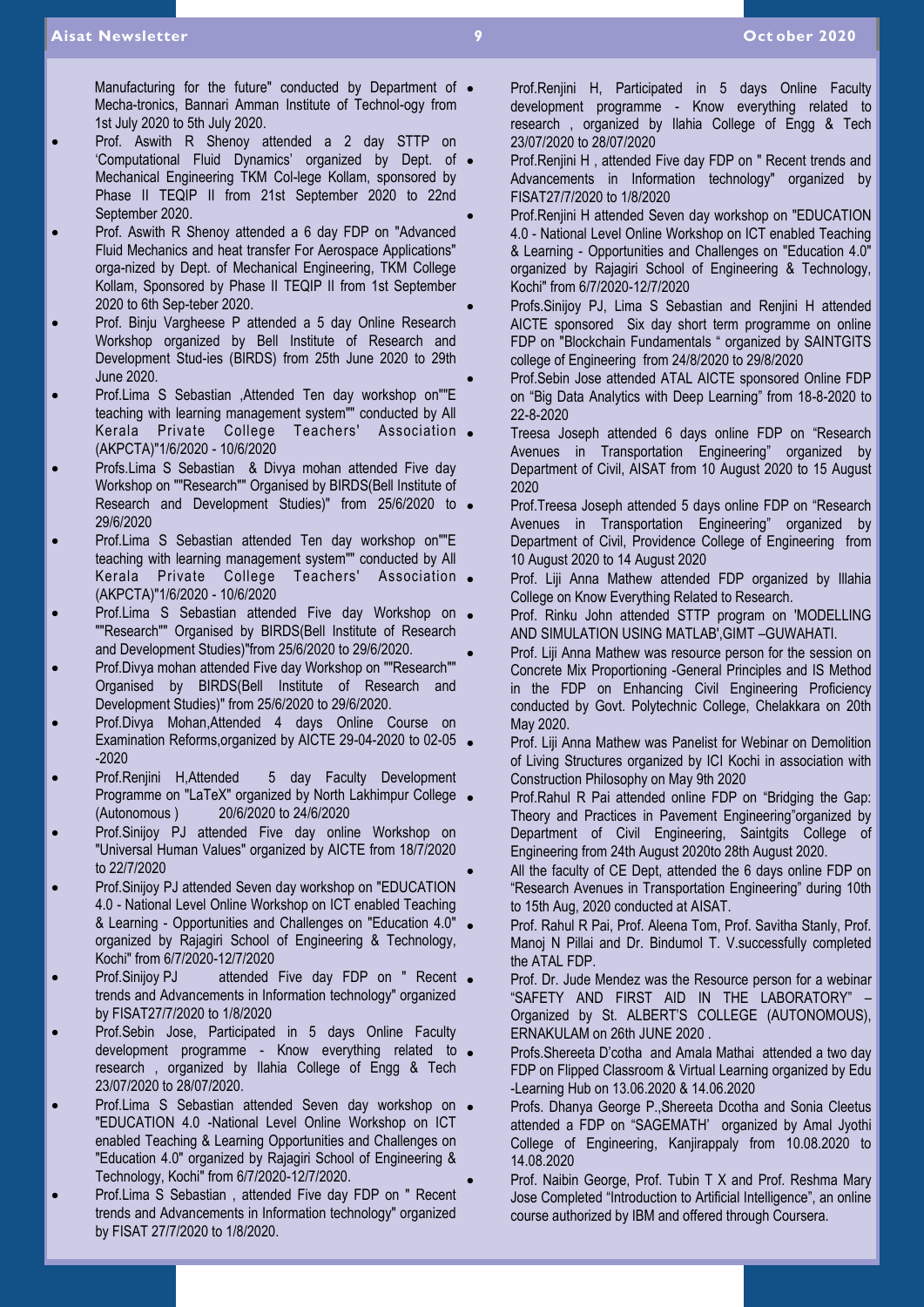Manufacturing for the future" conducted by Department of Mecha-tronics, Bannari Amman Institute of Technol-ogy from 1st July 2020 to 5th July 2020.

- Prof. Aswith R Shenoy attended a 2 day STTP on 'Computational Fluid Dynamics' organized by Dept. of Mechanical Engineering TKM Col-lege Kollam, sponsored by Phase II TEQIP II from 21st September 2020 to 22nd September 2020.
- Prof. Aswith R Shenoy attended a 6 day FDP on "Advanced Fluid Mechanics and heat transfer For Aerospace Applications" orga-nized by Dept. of Mechanical Engineering, TKM College Kollam, Sponsored by Phase II TEQIP II from 1st September 2020 to 6th Sep-teber 2020.
- Prof. Binju Vargheese P attended a 5 day Online Research Workshop organized by Bell Institute of Research and Development Stud-ies (BIRDS) from 25th June 2020 to 29th June 2020.
- Prof.Lima S Sebastian ,Attended Ten day workshop on""E teaching with learning management system"" conducted by All Kerala Private College Teachers' Association (AKPCTA)"1/6/2020 - 10/6/2020
- Profs.Lima S Sebastian & Divya mohan attended Five day Workshop on ""Research"" Organised by BIRDS(Bell Institute of Research and Development Studies)" from 25/6/2020 to 29/6/2020
- Prof.Lima S Sebastian attended Ten day workshop on""E teaching with learning management system"" conducted by All Kerala Private College Teachers' Association (AKPCTA)"1/6/2020 - 10/6/2020
- Prof.Lima S Sebastian attended Five day Workshop on ""Research"" Organised by BIRDS(Bell Institute of Research and Development Studies)"from 25/6/2020 to 29/6/2020.
- Prof.Divya mohan attended Five day Workshop on ""Research"" Organised by BIRDS(Bell Institute of Research and Development Studies)" from 25/6/2020 to 29/6/2020.
- Prof.Divya Mohan,Attended 4 days Online Course on Examination Reforms,organized by AICTE 29-04-2020 to 02-05 -2020
- Prof.Renjini H,Attended 5 day Faculty Development Programme on "LaTeX" organized by North Lakhimpur College (Autonomous ) 20/6/2020 to 24/6/2020
- Prof.Sinijoy PJ attended Five day online Workshop on "Universal Human Values" organized by AICTE from 18/7/2020 to 22/7/2020
- Prof.Sinijoy PJ attended Seven day workshop on "EDUCATION 4.0 - National Level Online Workshop on ICT enabled Teaching & Learning - Opportunities and Challenges on "Education 4.0" organized by Rajagiri School of Engineering & Technology, Kochi" from 6/7/2020-12/7/2020
- Prof.Sinijoy PJ attended Five day FDP on " Recent trends and Advancements in Information technology" organized by FISAT27/7/2020 to 1/8/2020
- Prof.Sebin Jose, Participated in 5 days Online Faculty development programme - Know everything related to research , organized by Ilahia College of Engg & Tech 23/07/2020 to 28/07/2020.
- Prof.Lima S Sebastian attended Seven day workshop on "EDUCATION 4.0 -National Level Online Workshop on ICT enabled Teaching & Learning Opportunities and Challenges on "Education 4.0" organized by Rajagiri School of Engineering & Technology, Kochi" from 6/7/2020-12/7/2020.
- Prof.Lima S Sebastian , attended Five day FDP on " Recent trends and Advancements in Information technology" organized by FISAT 27/7/2020 to 1/8/2020.
- Prof.Renjini H, Participated in 5 days Online Faculty development programme - Know everything related to research , organized by Ilahia College of Engg & Tech 23/07/2020 to 28/07/2020
- Prof.Renjini H , attended Five day FDP on " Recent trends and Advancements in Information technology" organized by FISAT27/7/2020 to 1/8/2020
- Prof.Renjini H attended Seven day workshop on "EDUCATION 4.0 - National Level Online Workshop on ICT enabled Teaching & Learning - Opportunities and Challenges on "Education 4.0" organized by Rajagiri School of Engineering & Technology, Kochi" from 6/7/2020-12/7/2020
- Profs.Sinijoy PJ, Lima S Sebastian and Renjini H attended AICTE sponsored Six day short term programme on online FDP on "Blockchain Fundamentals " organized by SAINTGITS college of Engineering from 24/8/2020 to 29/8/2020
- Prof.Sebin Jose attended ATAL AICTE sponsored Online FDP on "Big Data Analytics with Deep Learning" from 18-8-2020 to 22-8-2020
- Treesa Joseph attended 6 days online FDP on "Research Avenues in Transportation Engineering" organized by Department of Civil, AISAT from 10 August 2020 to 15 August 2020
- Prof.Treesa Joseph attended 5 days online FDP on "Research Avenues in Transportation Engineering" organized by Department of Civil, Providence College of Engineering from 10 August 2020 to 14 August 2020
- Prof. Liji Anna Mathew attended FDP organized by Illahia College on Know Everything Related to Research.
- Prof. Rinku John attended STTP program on 'MODELLING AND SIMULATION USING MATLAB',GIMT –GUWAHATI.
- Prof. Liji Anna Mathew was resource person for the session on Concrete Mix Proportioning -General Principles and IS Method in the FDP on Enhancing Civil Engineering Proficiency conducted by Govt. Polytechnic College, Chelakkara on 20th May 2020.
- Prof. Liji Anna Mathew was Panelist for Webinar on Demolition of Living Structures organized by ICI Kochi in association with Construction Philosophy on May 9th 2020
- Prof.Rahul R Pai attended online FDP on "Bridging the Gap: Theory and Practices in Pavement Engineering"organized by Department of Civil Engineering, Saintgits College of Engineering from 24th August 2020to 28th August 2020.
- All the faculty of CE Dept, attended the 6 days online FDP on "Research Avenues in Transportation Engineering" during 10th to 15th Aug, 2020 conducted at AISAT.
- Prof. Rahul R Pai, Prof. Aleena Tom, Prof. Savitha Stanly, Prof. Manoj N Pillai and Dr. Bindumol T. V.successfully completed the ATAL FDP.
- Prof. Dr. Jude Mendez was the Resource person for a webinar "SAFETY AND FIRST AID IN THE LABORATORY" – Organized by St. ALBERT'S COLLEGE (AUTONOMOUS), ERNAKULAM on 26th JUNE 2020 .
- Profs.Shereeta D'cotha and Amala Mathai attended a two day FDP on Flipped Classroom & Virtual Learning organized by Edu -Learning Hub on 13.06.2020 & 14.06.2020
- Profs. Dhanya George P.,Shereeta Dcotha and Sonia Cleetus attended a FDP on "SAGEMATH' organized by Amal Jyothi College of Engineering, Kanjirappaly from 10.08.2020 to 14.08.2020
- Prof. Naibin George, Prof. Tubin T X and Prof. Reshma Mary Jose Completed "Introduction to Artificial Intelligence", an online course authorized by IBM and offered through Coursera.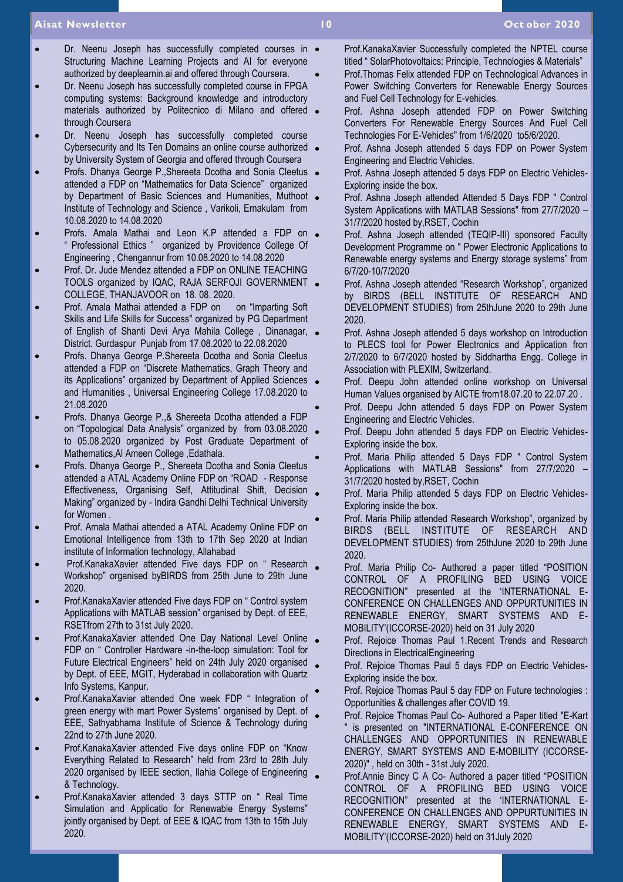- Dr. Neenu Joseph has successfully completed courses in Structuring Machine Learning Projects and AI for everyone authorized by deeplearnin.ai and offered through Coursera.
- Dr. Neenu Joseph has successfully completed course in FPGA computing systems: Background knowledge and introductory materials authorized by Politecnico di Milano and offered through Coursera
- Dr. Neenu Joseph has successfully completed course Cybersecurity and Its Ten Domains an online course authorized by University System of Georgia and offered through Coursera
- Profs. Dhanya George P.,Shereeta Dcotha and Sonia Cleetus attended a FDP on "Mathematics for Data Science" organized by Department of Basic Sciences and Humanities, Muthoot Institute of Technology and Science , Varikoli, Ernakulam from 10.08.2020 to 14.08.2020
- Profs. Amala Mathai and Leon K.P attended a FDP on " Professional Ethics " organized by Providence College Of Engineering , Chengannur from 10.08.2020 to 14.08.2020
- Prof. Dr. Jude Mendez attended a FDP on ONLINE TEACHING TOOLS organized by IQAC, RAJA SERFOJI GOVERNMENT COLLEGE, THANJAVOOR on 18. 08. 2020.
- Prof. Amala Mathai attended a FDP on on "Imparting Soft Skills and Life Skills for Success" organized by PG Department of English of Shanti Devi Arya Mahila College , Dinanagar, District. Gurdaspur Punjab from 17.08.2020 to 22.08.2020
- Profs. Dhanya George P.Shereeta Dcotha and Sonia Cleetus attended a FDP on "Discrete Mathematics, Graph Theory and its Applications" organized by Department of Applied Sciences and Humanities , Universal Engineering College 17.08.2020 to 21.08.2020
- Profs. Dhanya George P.,& Shereeta Dcotha attended a FDP on "Topological Data Analysis" organized by from 03.08.2020 to 05.08.2020 organized by Post Graduate Department of Mathematics,Al Ameen College ,Edathala.
- Profs. Dhanya George P., Shereeta Dcotha and Sonia Cleetus attended a ATAL Academy Online FDP on "ROAD - Response Effectiveness, Organising Self, Attitudinal Shift, Decision Making" organized by - Indira Gandhi Delhi Technical University for Women .
- Prof. Amala Mathai attended a ATAL Academy Online FDP on Emotional Intelligence from 13th to 17th Sep 2020 at Indian institute of Information technology, Allahabad
- Prof.KanakaXavier attended Five days FDP on " Research Workshop" organised byBIRDS from 25th June to 29th June 2020.
- Prof.KanakaXavier attended Five days FDP on " Control system Applications with MATLAB session" organised by Dept. of EEE, RSETfrom 27th to 31st July 2020.
- Prof.KanakaXavier attended One Day National Level Online FDP on " Controller Hardware -in-the-loop simulation: Tool for Future Electrical Engineers" held on 24th July 2020 organised by Dept. of EEE, MGIT, Hyderabad in collaboration with Quartz Info Systems, Kanpur.
- Prof.KanakaXavier attended One week FDP " Integration of green energy with mart Power Systems" organised by Dept. of EEE, Sathyabhama Institute of Science & Technology during 22nd to 27th June 2020.
- Prof.KanakaXavier attended Five days online FDP on "Know Everything Related to Research" held from 23rd to 28th July 2020 organised by IEEE section, Ilahia College of Engineering & Technology.
- Prof.KanakaXavier attended 3 days STTP on " Real Time Simulation and Applicatio for Renewable Energy Systems" jointly organised by Dept. of EEE & IQAC from 13th to 15th July 2020.
- Prof.KanakaXavier Successfully completed the NPTEL course titled " SolarPhotovoltaics: Principle, Technologies & Materials"
- Prof.Thomas Felix attended FDP on Technological Advances in Power Switching Converters for Renewable Energy Sources and Fuel Cell Technology for E-vehicles.
- Prof. Ashna Joseph attended FDP on Power Switching Converters For Renewable Energy Sources And Fuel Cell Technologies For E-Vehicles" from 1/6/2020 to5/6/2020.
- Prof. Ashna Joseph attended 5 days FDP on Power System Engineering and Electric Vehicles.
- Prof. Ashna Joseph attended 5 days FDP on Electric Vehicles-Exploring inside the box.
- Prof. Ashna Joseph attended Attended 5 Days FDP " Control System Applications with MATLAB Sessions" from 27/7/2020 – 31/7/2020 hosted by,RSET, Cochin
- Prof. Ashna Joseph attended (TEQIP-III) sponsored Faculty Development Programme on " Power Electronic Applications to Renewable energy systems and Energy storage systems" from 6/7/20-10/7/2020
- Prof. Ashna Joseph attended "Research Workshop", organized by BIRDS (BELL INSTITUTE OF RESEARCH AND DEVELOPMENT STUDIES) from 25thJune 2020 to 29th June 2020.
- Prof. Ashna Joseph attended 5 days workshop on Introduction to PLECS tool for Power Electronics and Application fron 2/7/2020 to 6/7/2020 hosted by Siddhartha Engg. College in Association with PLEXIM, Switzerland.
- Prof. Deepu John attended online workshop on Universal Human Values organised by AICTE from18.07.20 to 22.07.20 .
- Prof. Deepu John attended 5 days FDP on Power System Engineering and Electric Vehicles.
- Prof. Deepu John attended 5 days FDP on Electric Vehicles-Exploring inside the box.
- Prof. Maria Philip attended 5 Days FDP " Control System Applications with MATLAB Sessions" from 27/7/2020 – 31/7/2020 hosted by,RSET, Cochin
- Prof. Maria Philip attended 5 days FDP on Electric Vehicles-Exploring inside the box.
- Prof. Maria Philip attended Research Workshop", organized by BIRDS (BELL INSTITUTE OF RESEARCH AND DEVELOPMENT STUDIES) from 25thJune 2020 to 29th June 2020.
- Prof. Maria Philip Co- Authored a paper titled "POSITION CONTROL OF A PROFILING BED USING VOICE RECOGNITION" presented at the 'INTERNATIONAL E-CONFERENCE ON CHALLENGES AND OPPURTUNITIES IN RENEWABLE ENERGY, SMART SYSTEMS AND E-MOBILITY'(ICCORSE-2020) held on 31 July 2020
- Prof. Rejoice Thomas Paul 1.Recent Trends and Research Directions in ElectricalEngineering
- Prof. Rejoice Thomas Paul 5 days FDP on Electric Vehicles-Exploring inside the box.
- Prof. Rejoice Thomas Paul 5 day FDP on Future technologies : Opportunities & challenges after COVID 19.
- Prof. Rejoice Thomas Paul Co- Authored a Paper titled "E-Kart " is presented on "INTERNATIONAL E-CONFERENCE ON CHALLENGES AND OPPORTUNITIES IN RENEWABLE ENERGY, SMART SYSTEMS AND E-MOBILITY (ICCORSE-2020)" , held on 30th - 31st July 2020.
- Prof.Annie Bincy C A Co- Authored a paper titled "POSITION CONTROL OF A PROFILING BED USING VOICE RECOGNITION" presented at the 'INTERNATIONAL E-CONFERENCE ON CHALLENGES AND OPPURTUNITIES IN RENEWABLE ENERGY, SMART SYSTEMS AND E-MOBILITY'(ICCORSE-2020) held on 31July 2020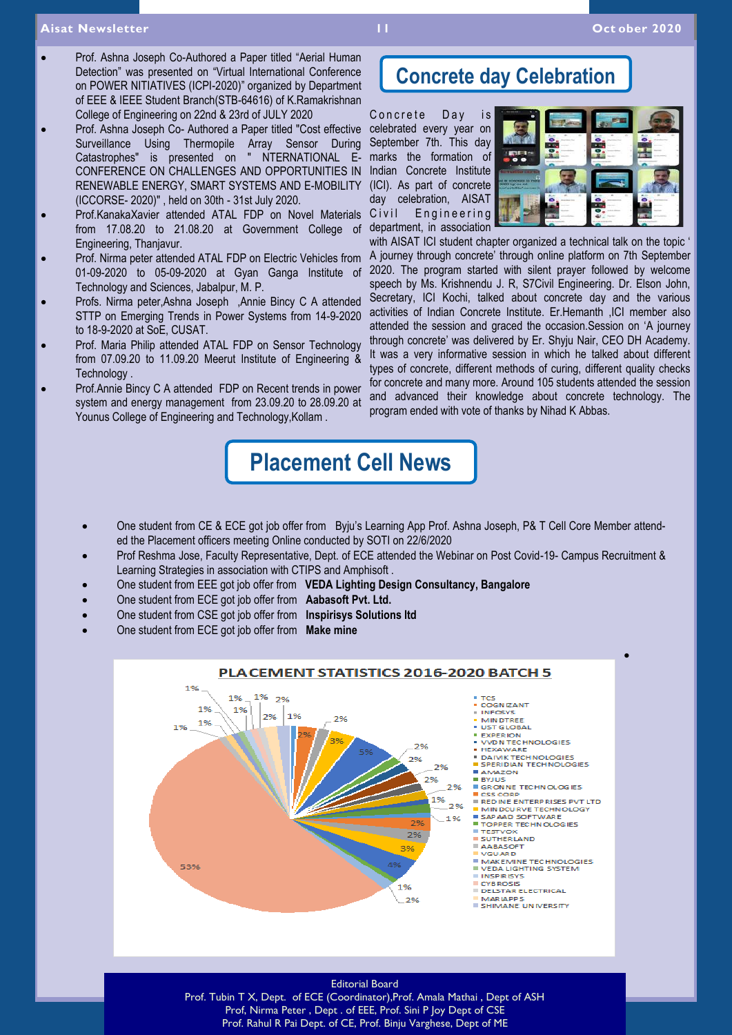- Prof. Ashna Joseph Co-Authored a Paper titled "Aerial Human Detection" was presented on "Virtual International Conference on POWER NITIATIVES (ICPI-2020)" organized by Department of EEE & IEEE Student Branch(STB-64616) of K.Ramakrishnan College of Engineering on 22nd & 23rd of JULY 2020
- Prof. Ashna Joseph Co- Authored a Paper titled "Cost effective Surveillance Using Thermopile Array Sensor During Catastrophes" is presented on " NTERNATIONAL E-CONFERENCE ON CHALLENGES AND OPPORTUNITIES IN RENEWABLE ENERGY, SMART SYSTEMS AND E-MOBILITY (ICCORSE- 2020)" , held on 30th - 31st July 2020.
- Prof.KanakaXavier attended ATAL FDP on Novel Materials from 17.08.20 to 21.08.20 at Government College of Engineering, Thanjavur.
- Prof. Nirma peter attended ATAL FDP on Electric Vehicles from 01-09-2020 to 05-09-2020 at Gyan Ganga Institute of Technology and Sciences, Jabalpur, M. P.
- Profs. Nirma peter,Ashna Joseph ,Annie Bincy C A attended STTP on Emerging Trends in Power Systems from 14-9-2020 to 18-9-2020 at SoE, CUSAT.
- Prof. Maria Philip attended ATAL FDP on Sensor Technology from 07.09.20 to 11.09.20 Meerut Institute of Engineering & Technology .
- Prof.Annie Bincy C A attended FDP on Recent trends in power system and energy management from 23.09.20 to 28.09.20 at Younus College of Engineering and Technology,Kollam .

## Concrete day Celebration

Concrete Day is celebrated every year on September 7th. This day marks the formation of Indian Concrete Institute (ICI). As part of concrete day celebration, AISAT Civil Engineering department, in association with AISAT ICI student chapter organized a technical talk on the topic ' A journey through concrete' through online platform on 7th September 2020. The program started with silent prayer followed by welcome speech by Ms. Krishnendu J. R, S7Civil Engineering. Dr. Elson John, Secretary, ICI Kochi, talked about concrete day and the various activities of Indian Concrete Institute. Er.Hemanth ,ICI member also attended the session and graced the occasion.Session on 'A journey through concrete' was delivered by Er. Shyju Nair, CEO DH Academy. It was a very informative session in which he talked about different types of concrete, different methods of curing, different quality checks for concrete and many more. Around 105 students attended the session and advanced their knowledge about concrete technology. The program ended with vote of thanks by Nihad K Abbas.

## Placement Cell News

- One student from CE & ECE got job offer from Byju's Learning App Prof. Ashna Joseph, P& T Cell Core Member attended the Placement officers meeting Online conducted by SOTI on 22/6/2020
- Prof Reshma Jose, Faculty Representative, Dept. of ECE attended the Webinar on Post Covid-19- Campus Recruitment & Learning Strategies in association with CTIPS and Amphisoft .
- One student from EEE got job offer from **VEDA Lighting Design Consultancy, Bangalore**
- One student from ECE got job offer from **Aabasoft Pvt. Ltd.**
- One student from CSE got job offer from **Inspirisys Solutions ltd**
- One student from ECE got job offer from **Make mine**

PLACEMENT STATISTICS 2016-2020 BATCH 5

1% 1% 1% 2% 1% 1% 2% 1% 1% 1% 2% 2% 3% 5% 2% 2% 2% 2% 2% 1% 2% 1% 2% 2% 3% 4% 1% 2% 53%

TCS, COGNIZANT, INFOSYS, MINDTREE, UST GLOBAL, EXPERION, VVDN TECHNOLOGIES, HEXAWARE, DAIVIK TECHNOLOGIES, SPERIDIAN TECHNOLOGIES, AMAZON, BYJUS, GRONNE TECHNOLOGIES, CSS CORP, REDINE ENTERPRISES PVT LTD, MINDCURVE TECHNOLOGY, SAPAAD SOFTWARE, TOPPER TECHNOLOGIES, TESTVOX, SUTHERLAND, AABASOFT, VGUARD, MAKEMINE TECHNOLOGIES, VEDA LIGHTING SYSTEM, INSPIRISYS, CYBROSIS, DELSTAR ELECTRICAL, MARIAPPS, SHIMANE UNIVERSITY

Editorial Board
Prof. Tubin T X, Dept. of ECE (Coordinator),Prof. Amala Mathai , Dept of ASH
Prof, Nirma Peter , Dept . of EEE, Prof. Sini P Joy Dept of CSE
Prof. Rahul R Pai Dept. of CE, Prof. Binju Varghese, Dept of ME